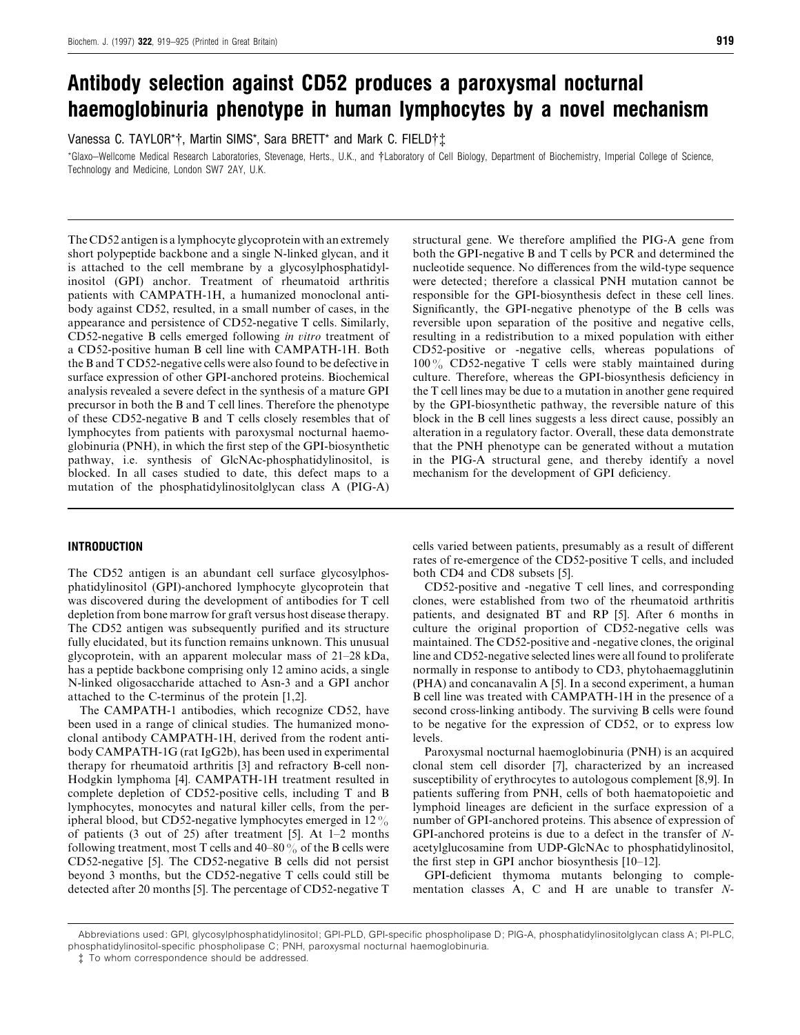# Antibody selection against CD52 produces a paroxysmal nocturnal haemoglobinuria phenotype in human lymphocytes by a novel mechanism

Vanessa C. TAYLOR*†, Martin SIMS*, Sara BRETT* and Mark C. FIELD†‡

*Glaxo–Wellcome Medical Research Laboratories, Stevenage, Herts., U.K., and †Laboratory of Cell Biology, Department of Biochemistry, Imperial College of Science, Technology and Medicine, London SW7 2AY, U.K.

The CD52 antigen is a lymphocyte glycoprotein with an extremely short polypeptide backbone and a single N-linked glycan, and it is attached to the cell membrane by a glycosylphosphatidylinositol (GPI) anchor. Treatment of rheumatoid arthritis patients with CAMPATH-1H, a humanized monoclonal antibody against CD52, resulted, in a small number of cases, in the appearance and persistence of CD52-negative T cells. Similarly, CD52-negative B cells emerged following *in vitro* treatment of a CD52-positive human B cell line with CAMPATH-1H. Both the B and T CD52-negative cells were also found to be defective in surface expression of other GPI-anchored proteins. Biochemical analysis revealed a severe defect in the synthesis of a mature GPI precursor in both the B and T cell lines. Therefore the phenotype of these CD52-negative B and T cells closely resembles that of lymphocytes from patients with paroxysmal nocturnal haemoglobinuria (PNH), in which the first step of the GPI-biosynthetic pathway, i.e. synthesis of GlcNAc-phosphatidylinositol, is blocked. In all cases studied to date, this defect maps to a mutation of the phosphatidylinositolglycan class A (PIG-A) structural gene. We therefore amplified the PIG-A gene from both the GPI-negative B and T cells by PCR and determined the nucleotide sequence. No differences from the wild-type sequence were detected; therefore a classical PNH mutation cannot be responsible for the GPI-biosynthesis defect in these cell lines. Significantly, the GPI-negative phenotype of the B cells was reversible upon separation of the positive and negative cells, resulting in a redistribution to a mixed population with either CD52-positive or -negative cells, whereas populations of 100% CD52-negative T cells were stably maintained during culture. Therefore, whereas the GPI-biosynthesis deficiency in the T cell lines may be due to a mutation in another gene required by the GPI-biosynthetic pathway, the reversible nature of this block in the B cell lines suggests a less direct cause, possibly an alteration in a regulatory factor. Overall, these data demonstrate that the PNH phenotype can be generated without a mutation in the PIG-A structural gene, and thereby identify a novel mechanism for the development of GPI deficiency.

## INTRODUCTION

The CD52 antigen is an abundant cell surface glycosylphosphatidylinositol (GPI)-anchored lymphocyte glycoprotein that was discovered during the development of antibodies for T cell depletion from bone marrow for graft versus host disease therapy. The CD52 antigen was subsequently purified and its structure fully elucidated, but its function remains unknown. This unusual glycoprotein, with an apparent molecular mass of 21–28 kDa, has a peptide backbone comprising only 12 amino acids, a single N-linked oligosaccharide attached to Asn-3 and a GPI anchor attached to the C-terminus of the protein [1,2].

The CAMPATH-1 antibodies, which recognize CD52, have been used in a range of clinical studies. The humanized monoclonal antibody CAMPATH-1H, derived from the rodent antibody CAMPATH-1G (rat IgG2b), has been used in experimental therapy for rheumatoid arthritis [3] and refractory B-cell non-Hodgkin lymphoma [4]. CAMPATH-1H treatment resulted in complete depletion of CD52-positive cells, including T and B lymphocytes, monocytes and natural killer cells, from the peripheral blood, but CD52-negative lymphocytes emerged in 12% of patients (3 out of 25) after treatment [5]. At 1–2 months following treatment, most T cells and 40–80% of the B cells were CD52-negative [5]. The CD52-negative B cells did not persist beyond 3 months, but the CD52-negative T cells could still be detected after 20 months [5]. The percentage of CD52-negative T cells varied between patients, presumably as a result of different rates of re-emergence of the CD52-positive T cells, and included both CD4 and CD8 subsets [5].

CD52-positive and -negative T cell lines, and corresponding clones, were established from two of the rheumatoid arthritis patients, and designated BT and RP [5]. After 6 months in culture the original proportion of CD52-negative cells was maintained. The CD52-positive and -negative clones, the original line and CD52-negative selected lines were all found to proliferate normally in response to antibody to CD3, phytohaemagglutinin (PHA) and concanavalin A [5]. In a second experiment, a human B cell line was treated with CAMPATH-1H in the presence of a second cross-linking antibody. The surviving B cells were found to be negative for the expression of CD52, or to express low levels.

Paroxysmal nocturnal haemoglobinuria (PNH) is an acquired clonal stem cell disorder [7], characterized by an increased susceptibility of erythrocytes to autologous complement [8,9]. In patients suffering from PNH, cells of both haematopoietic and lymphoid lineages are deficient in the surface expression of a number of GPI-anchored proteins. This absence of expression of GPI-anchored proteins is due to a defect in the transfer of N-acetylglucosamine from UDP-GlcNAc to phosphatidylinositol, the first step in GPI anchor biosynthesis [10–12].

GPI-deficient thymoma mutants belonging to complementation classes A, C and H are unable to transfer N-

Abbreviations used: GPI, glycosylphosphatidylinositol; GPI-PLD, GPI-specific phospholipase D; PIG-A, phosphatidylinositolglycan class A; PI-PLC, phosphatidylinositol-specific phospholipase C; PNH, paroxysmal nocturnal haemoglobinuria.

‡ To whom correspondence should be addressed.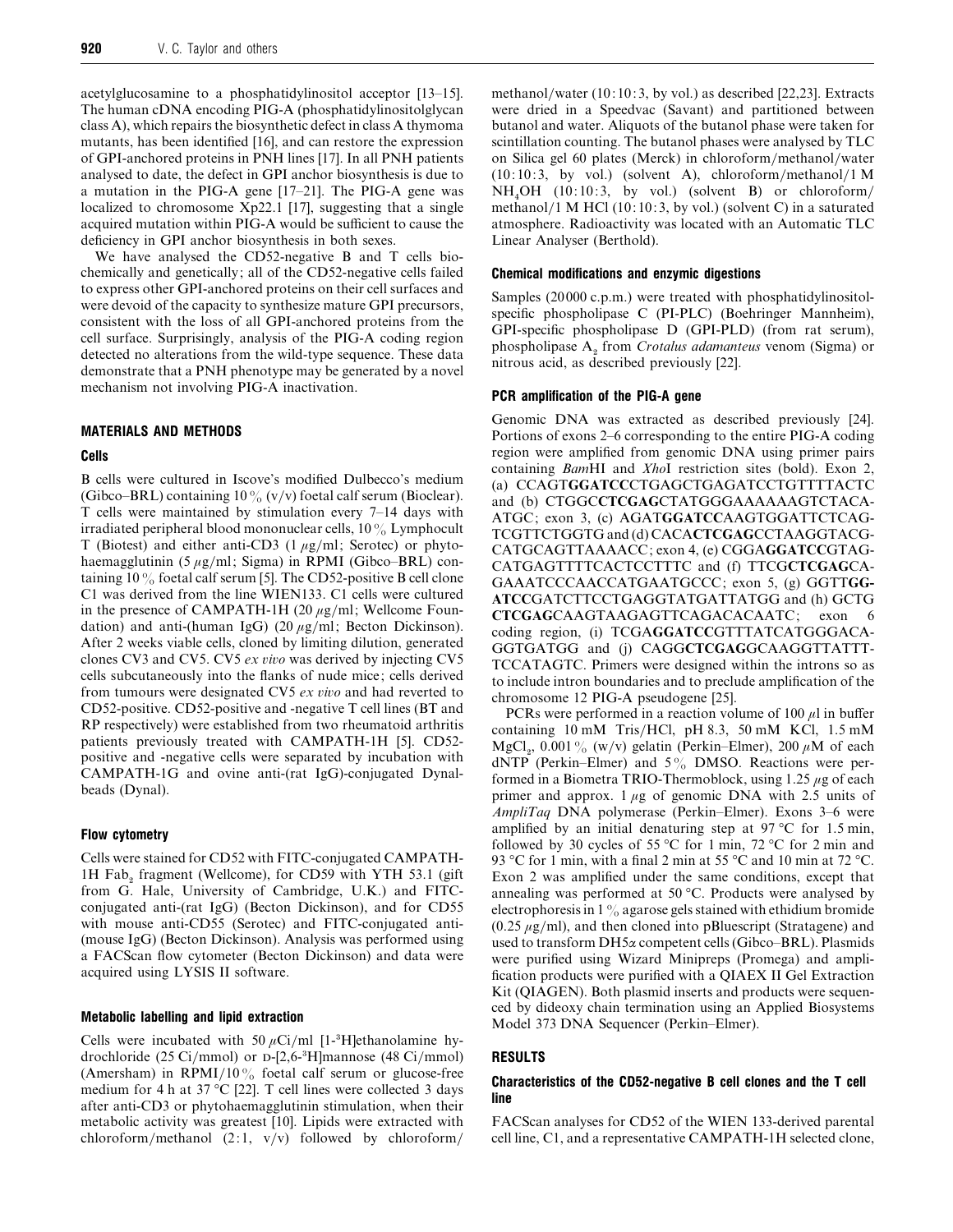acetylglucosamine to a phosphatidylinositol acceptor [13–15]. The human cDNA encoding PIG-A (phosphatidylinositolglycan class A), which repairs the biosynthetic defect in class A thymoma mutants, has been identified [16], and can restore the expression of GPI-anchored proteins in PNH lines [17]. In all PNH patients analysed to date, the defect in GPI anchor biosynthesis is due to a mutation in the PIG-A gene [17–21]. The PIG-A gene was localized to chromosome Xp22.1 [17], suggesting that a single acquired mutation within PIG-A would be sufficient to cause the deficiency in GPI anchor biosynthesis in both sexes.

We have analysed the CD52-negative B and T cells biochemically and genetically; all of the CD52-negative cells failed to express other GPI-anchored proteins on their cell surfaces and were devoid of the capacity to synthesize mature GPI precursors, consistent with the loss of all GPI-anchored proteins from the cell surface. Surprisingly, analysis of the PIG-A coding region detected no alterations from the wild-type sequence. These data demonstrate that a PNH phenotype may be generated by a novel mechanism not involving PIG-A inactivation.

## MATERIALS AND METHODS

### Cells

B cells were cultured in Iscove's modified Dulbecco's medium (Gibco–BRL) containing 10% (v/v) foetal calf serum (Bioclear). T cells were maintained by stimulation every 7–14 days with irradiated peripheral blood mononuclear cells, 10% Lymphocult T (Biotest) and either anti-CD3 (1 $\mu$g/ml; Serotec) or phytohaemagglutinin (5 $\mu$g/ml; Sigma) in RPMI (Gibco–BRL) containing 10% foetal calf serum [5]. The CD52-positive B cell clone C1 was derived from the line WIEN133. C1 cells were cultured in the presence of CAMPATH-1H (20 $\mu$g/ml; Wellcome Foundation) and anti-(human IgG) (20 $\mu$g/ml; Becton Dickinson). After 2 weeks viable cells, cloned by limiting dilution, generated clones CV3 and CV5. CV5 *ex vivo* was derived by injecting CV5 cells subcutaneously into the flanks of nude mice; cells derived from tumours were designated CV5 *ex vivo* and had reverted to CD52-positive. CD52-positive and -negative T cell lines (BT and RP respectively) were established from two rheumatoid arthritis patients previously treated with CAMPATH-1H [5]. CD52-positive and -negative cells were separated by incubation with CAMPATH-1G and ovine anti-(rat IgG)-conjugated Dynalbeads (Dynal).

### Flow cytometry

Cells were stained for CD52 with FITC-conjugated CAMPATH-1H Fab$_2$ fragment (Wellcome), for CD59 with YTH 53.1 (gift from G. Hale, University of Cambridge, U.K.) and FITC-conjugated anti-(rat IgG) (Becton Dickinson), and for CD55 with mouse anti-CD55 (Serotec) and FITC-conjugated anti-(mouse IgG) (Becton Dickinson). Analysis was performed using a FACScan flow cytometer (Becton Dickinson) and data were acquired using LYSIS II software.

### Metabolic labelling and lipid extraction

Cells were incubated with 50 $\mu$Ci/ml [1-$^3$H]ethanolamine hydrochloride (25 Ci/mmol) or D-[2,6-$^3$H]mannose (48 Ci/mmol) (Amersham) in RPMI/10% foetal calf serum or glucose-free medium for 4 h at 37 °C [22]. T cell lines were collected 3 days after anti-CD3 or phytohaemagglutinin stimulation, when their metabolic activity was greatest [10]. Lipids were extracted with chloroform/methanol (2:1, v/v) followed by chloroform/methanol/water (10:10:3, by vol.) as described [22,23]. Extracts were dried in a Speedvac (Savant) and partitioned between butanol and water. Aliquots of the butanol phase were taken for scintillation counting. The butanol phases were analysed by TLC on Silica gel 60 plates (Merck) in chloroform/methanol/water (10:10:3, by vol.) (solvent A), chloroform/methanol/1 M $NH_4OH$ (10:10:3, by vol.) (solvent B) or chloroform/methanol/1 M HCl (10:10:3, by vol.) (solvent C) in a saturated atmosphere. Radioactivity was located with an Automatic TLC Linear Analyser (Berthold).

### Chemical modifications and enzymic digestions

Samples (20000 c.p.m.) were treated with phosphatidylinositol-specific phospholipase C (PI-PLC) (Boehringer Mannheim), GPI-specific phospholipase D (GPI-PLD) (from rat serum), phospholipase A$_2$ from *Crotalus adamanteus* venom (Sigma) or nitrous acid, as described previously [22].

### PCR amplification of the PIG-A gene

Genomic DNA was extracted as described previously [24]. Portions of exons 2–6 corresponding to the entire PIG-A coding region were amplified from genomic DNA using primer pairs containing *Bam*HI and *Xho*I restriction sites (bold). Exon 2, (a) CCAGT**GGATCC**CTGAGCTGAGATCCTGTTTTACTC and (b) CTGGC**CTCGAG**CTATGGGAAAAAAGTCTACAATGC; exon 3, (c) AGAT**GGATCC**AAGTGGATTCTCAGTCGTTCTGGTG and (d) CACA**CTCGAG**CCTAAGGTACGCATGCAGTTAAAACC; exon 4, (e) CGGA**GGATCC**GTAGCATGAGTTTTCACTCCTTTC and (f) TTCG**CTCGAG**CAGAAATCCCAACCATGAATGCCC; exon 5, (g) GGTT**GGATCC**GATCTTCCTGAGGTATGATTATGG and (h) GCTG**CTCGAG**CAAGTAAGAGTTCAGACACAATC; exon 6 coding region, (i) TCGA**GGATCC**GTTTATCATGGGACAGGTGATGG and (j) CAGG**CTCGAG**GCAAGGTTATTTTCCATAGTC. Primers were designed within the introns so as to include intron boundaries and to preclude amplification of the chromosome 12 PIG-A pseudogene [25].

PCRs were performed in a reaction volume of 100 $\mu$l in buffer containing 10 mM Tris/HCl, pH 8.3, 50 mM KCl, 1.5 mM $MgCl_2$, 0.001% (w/v) gelatin (Perkin–Elmer), 200 $\mu$M of each dNTP (Perkin–Elmer) and 5% DMSO. Reactions were performed in a Biometra TRIO-Thermoblock, using 1.25 $\mu$g of each primer and approx. 1 $\mu$g of genomic DNA with 2.5 units of *AmpliTaq* DNA polymerase (Perkin–Elmer). Exons 3–6 were amplified by an initial denaturing step at 97 °C for 1.5 min, followed by 30 cycles of 55 °C for 1 min, 72 °C for 2 min and 93 °C for 1 min, with a final 2 min at 55 °C and 10 min at 72 °C. Exon 2 was amplified under the same conditions, except that annealing was performed at 50 °C. Products were analysed by electrophoresis in 1% agarose gels stained with ethidium bromide (0.25 $\mu$g/ml), and then cloned into pBluescript (Stratagene) and used to transform DH5$\alpha$ competent cells (Gibco–BRL). Plasmids were purified using Wizard Minipreps (Promega) and amplification products were purified with a QIAEX II Gel Extraction Kit (QIAGEN). Both plasmid inserts and products were sequenced by dideoxy chain termination using an Applied Biosystems Model 373 DNA Sequencer (Perkin–Elmer).

## RESULTS

### Characteristics of the CD52-negative B cell clones and the T cell line

FACScan analyses for CD52 of the WIEN 133-derived parental cell line, C1, and a representative CAMPATH-1H selected clone,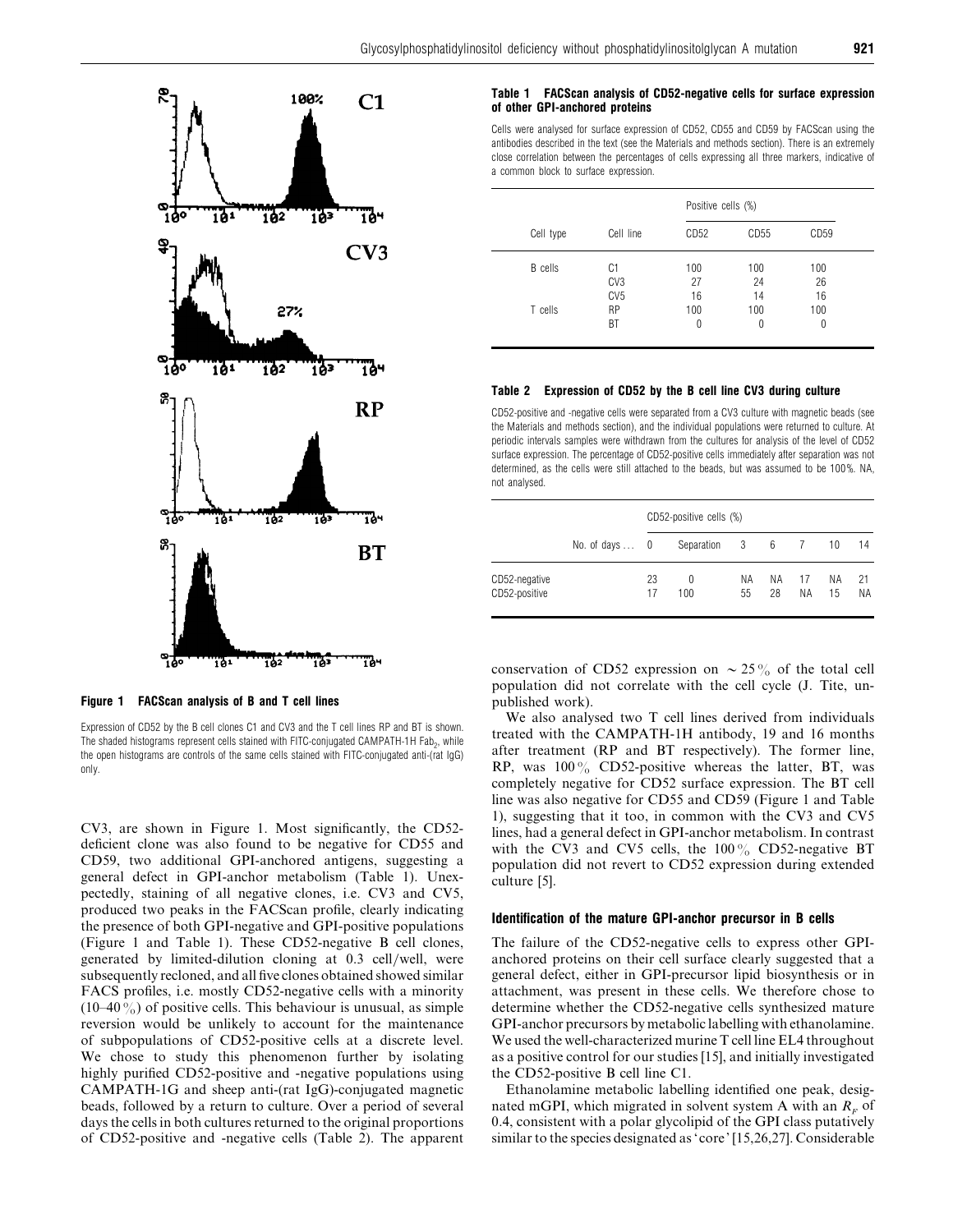**Figure 1 FACScan analysis of B and T cell lines**

Expression of CD52 by the B cell clones C1 and CV3 and the T cell lines RP and BT is shown. The shaded histograms represent cells stained with FITC-conjugated CAMPATH-1H $Fab_2$, while the open histograms are controls of the same cells stained with FITC-conjugated anti-(rat IgG) only.

CV3, are shown in Figure 1. Most significantly, the CD52-deficient clone was also found to be negative for CD55 and CD59, two additional GPI-anchored antigens, suggesting a general defect in GPI-anchor metabolism (Table 1). Unexpectedly, staining of all negative clones, i.e. CV3 and CV5, produced two peaks in the FACScan profile, clearly indicating the presence of both GPI-negative and GPI-positive populations (Figure 1 and Table 1). These CD52-negative B cell clones, generated by limited-dilution cloning at 0.3 cell/well, were subsequently recloned, and all five clones obtained showed similar FACS profiles, i.e. mostly CD52-negative cells with a minority (10–40%) of positive cells. This behaviour is unusual, as simple reversion would be unlikely to account for the maintenance of subpopulations of CD52-positive cells at a discrete level. We chose to study this phenomenon further by isolating highly purified CD52-positive and -negative populations using CAMPATH-1G and sheep anti-(rat IgG)-conjugated magnetic beads, followed by a return to culture. Over a period of several days the cells in both cultures returned to the original proportions of CD52-positive and -negative cells (Table 2). The apparent conservation of CD52 expression on ~25% of the total cell population did not correlate with the cell cycle (J. Tite, unpublished work).

We also analysed two T cell lines derived from individuals treated with the CAMPATH-1H antibody, 19 and 16 months after treatment (RP and BT respectively). The former line, RP, was 100% CD52-positive whereas the latter, BT, was completely negative for CD52 surface expression. The BT cell line was also negative for CD55 and CD59 (Figure 1 and Table 1), suggesting that it too, in common with the CV3 and CV5 lines, had a general defect in GPI-anchor metabolism. In contrast with the CV3 and CV5 cells, the 100% CD52-negative BT population did not revert to CD52 expression during extended culture [5].

**Table 1 FACScan analysis of CD52-negative cells for surface expression of other GPI-anchored proteins**

Cells were analysed for surface expression of CD52, CD55 and CD59 by FACScan using the antibodies described in the text (see the Materials and methods section). There is an extremely close correlation between the percentages of cells expressing all three markers, indicative of a common block to surface expression.

| Cell type | Cell line | Positive cells (%) | | |
|---|---|---|---|---|
| | | CD52 | CD55 | CD59 |
| B cells | C1 | 100 | 100 | 100 |
| | CV3 | 27 | 24 | 26 |
| | CV5 | 16 | 14 | 16 |
| T cells | RP | 100 | 100 | 100 |
| | BT | 0 | 0 | 0 |

**Table 2 Expression of CD52 by the B cell line CV3 during culture**

CD52-positive and -negative cells were separated from a CV3 culture with magnetic beads (see the Materials and methods section), and the individual populations were returned to culture. At periodic intervals samples were withdrawn from the cultures for analysis of the level of CD52 surface expression. The percentage of CD52-positive cells immediately after separation was not determined, as the cells were still attached to the beads, but was assumed to be 100%. NA, not analysed.

| | CD52-positive cells (%) | | | | | | |
|---|---|---|---|---|---|---|---|
| No. of days ... | 0 | Separation | 3 | 6 | 7 | 10 | 14 |
| CD52-negative | 23 | 0 | NA | NA | 17 | NA | 21 |
| CD52-positive | 17 | 100 | 55 | 28 | NA | 15 | NA |

### Identification of the mature GPI-anchor precursor in B cells

The failure of the CD52-negative cells to express other GPI-anchored proteins on their cell surface clearly suggested that a general defect, either in GPI-precursor lipid biosynthesis or in attachment, was present in these cells. We therefore chose to determine whether the CD52-negative cells synthesized mature GPI-anchor precursors by metabolic labelling with ethanolamine. We used the well-characterized murine T cell line EL4 throughout as a positive control for our studies [15], and initially investigated the CD52-positive B cell line C1.

Ethanolamine metabolic labelling identified one peak, designated mGPI, which migrated in solvent system A with an $R_F$ of 0.4, consistent with a polar glycolipid of the GPI class putatively similar to the species designated as 'core' [15,26,27]. Considerable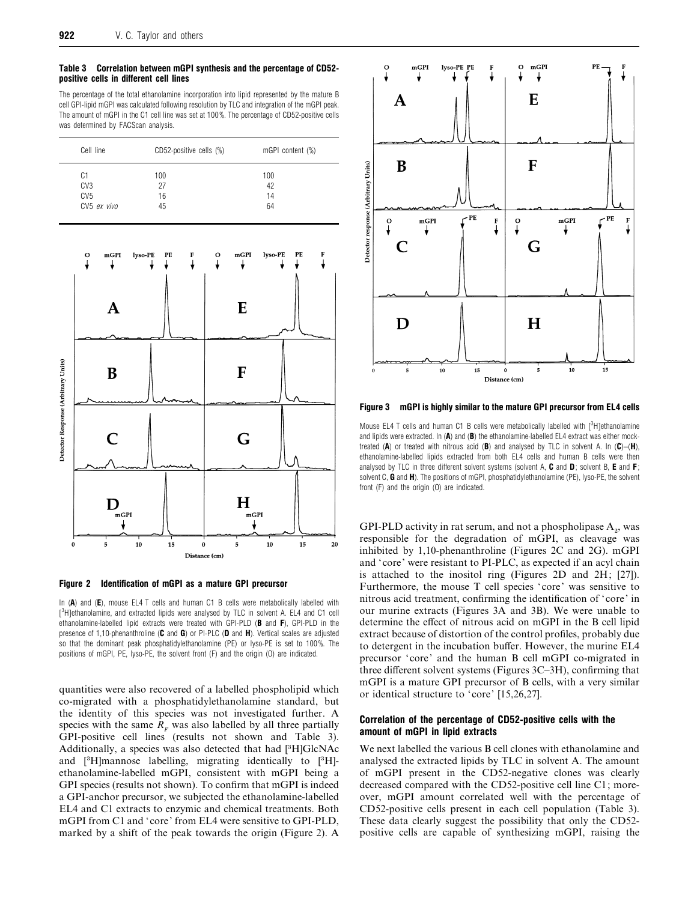**Table 3 Correlation between mGPI synthesis and the percentage of CD52-positive cells in different cell lines**

The percentage of the total ethanolamine incorporation into lipid represented by the mature B cell GPI-lipid mGPI was calculated following resolution by TLC and integration of the mGPI peak. The amount of mGPI in the C1 cell line was set at 100%. The percentage of CD52-positive cells was determined by FACScan analysis.

| Cell line | CD52-positive cells (%) | mGPI content (%) |
|---|---|---|
| C1 | 100 | 100 |
| CV3 | 27 | 42 |
| CV5 | 16 | 14 |
| CV5 *ex vivo* | 45 | 64 |

**Figure 2 Identification of mGPI as a mature GPI precursor**

In (**A**) and (**E**), mouse EL4 T cells and human C1 B cells were metabolically labelled with [$^{3}$H]ethanolamine, and extracted lipids were analysed by TLC in solvent A. EL4 and C1 cell ethanolamine-labelled lipid extracts were treated with GPI-PLD (**B** and **F**), GPI-PLD in the presence of 1,10-phenanthroline (**C** and **G**) or PI-PLC (**D** and **H**). Vertical scales are adjusted so that the dominant peak phosphatidylethanolamine (PE) or lyso-PE is set to 100%. The positions of mGPI, PE, lyso-PE, the solvent front (F) and the origin (O) are indicated.

quantities were also recovered of a labelled phospholipid which co-migrated with a phosphatidylethanolamine standard, but the identity of this species was not investigated further. A species with the same $R_F$ was also labelled by all three partially GPI-positive cell lines (results not shown and Table 3). Additionally, a species was also detected that had [$^{3}$H]GlcNAc and [$^{3}$H]mannose labelling, migrating identically to [$^{3}$H]-ethanolamine-labelled mGPI, consistent with mGPI being a GPI species (results not shown). To confirm that mGPI is indeed a GPI-anchor precursor, we subjected the ethanolamine-labelled EL4 and C1 extracts to enzymic and chemical treatments. Both mGPI from C1 and 'core' from EL4 were sensitive to GPI-PLD, marked by a shift of the peak towards the origin (Figure 2). A GPI-PLD activity in rat serum, and not a phospholipase $A_2$, was responsible for the degradation of mGPI, as cleavage was inhibited by 1,10-phenanthroline (Figures 2C and 2G). mGPI and 'core' were resistant to PI-PLC, as expected if an acyl chain is attached to the inositol ring (Figures 2D and 2H; [27]). Furthermore, the mouse T cell species 'core' was sensitive to nitrous acid treatment, confirming the identification of 'core' in our murine extracts (Figures 3A and 3B). We were unable to determine the effect of nitrous acid on mGPI in the B cell lipid extract because of distortion of the control profiles, probably due to detergent in the incubation buffer. However, the murine EL4 precursor 'core' and the human B cell mGPI co-migrated in three different solvent systems (Figures 3C–3H), confirming that mGPI is a mature GPI precursor of B cells, with a very similar or identical structure to 'core' [15,26,27].

**Figure 3 mGPI is highly similar to the mature GPI precursor from EL4 cells**

Mouse EL4 T cells and human C1 B cells were metabolically labelled with [$^{3}$H]ethanolamine and lipids were extracted. In (**A**) and (**B**) the ethanolamine-labelled EL4 extract was either mock-treated (**A**) or treated with nitrous acid (**B**) and analysed by TLC in solvent A. In (**C**)–(**H**), ethanolamine-labelled lipids extracted from both EL4 cells and human B cells were then analysed by TLC in three different solvent systems (solvent A, **C** and **D**; solvent B, **E** and **F**; solvent C, **G** and **H**). The positions of mGPI, phosphatidylethanolamine (PE), lyso-PE, the solvent front (F) and the origin (O) are indicated.

### Correlation of the percentage of CD52-positive cells with the amount of mGPI in lipid extracts

We next labelled the various B cell clones with ethanolamine and analysed the extracted lipids by TLC in solvent A. The amount of mGPI present in the CD52-negative clones was clearly decreased compared with the CD52-positive cell line C1; moreover, mGPI amount correlated well with the percentage of CD52-positive cells present in each cell population (Table 3). These data clearly suggest the possibility that only the CD52-positive cells are capable of synthesizing mGPI, raising the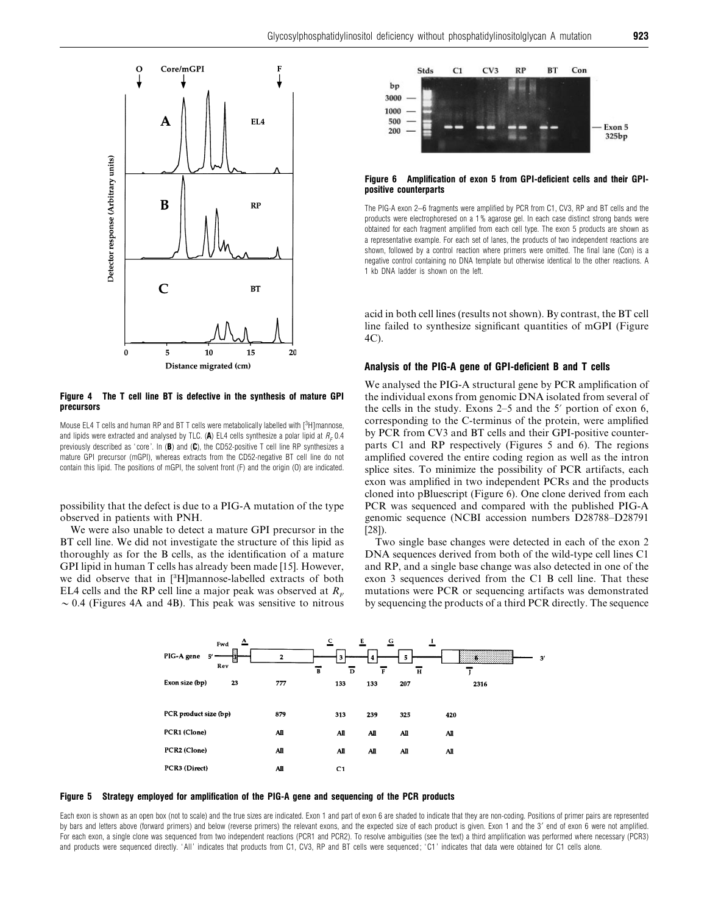**Figure 4 The T cell line BT is defective in the synthesis of mature GPI precursors**

Mouse EL4 T cells and human RP and BT T cells were metabolically labelled with [$^3$H]mannose, and lipids were extracted and analysed by TLC. (**A**) EL4 cells synthesize a polar lipid at $R_F$ 0.4 previously described as 'core'. In (**B**) and (**C**), the CD52-positive T cell line RP synthesizes a mature GPI precursor (mGPI), whereas extracts from the CD52-negative BT cell line do not contain this lipid. The positions of mGPI, the solvent front (F) and the origin (O) are indicated.

possibility that the defect is due to a PIG-A mutation of the type observed in patients with PNH.

We were also unable to detect a mature GPI precursor in the BT cell line. We did not investigate the structure of this lipid as thoroughly as for the B cells, as the identification of a mature GPI lipid in human T cells has already been made [15]. However, we did observe that in [$^3$H]mannose-labelled extracts of both EL4 cells and the RP cell line a major peak was observed at $R_F$ ~ 0.4 (Figures 4A and 4B). This peak was sensitive to nitrous acid in both cell lines (results not shown). By contrast, the BT cell line failed to synthesize significant quantities of mGPI (Figure 4C).

**Figure 6 Amplification of exon 5 from GPI-deficient cells and their GPI-positive counterparts**

The PIG-A exon 2–6 fragments were amplified by PCR from C1, CV3, RP and BT cells and the products were electrophoresed on a 1% agarose gel. In each case distinct strong bands were obtained for each fragment amplified from each cell type. The exon 5 products are shown as a representative example. For each set of lanes, the products of two independent reactions are shown, followed by a control reaction where primers were omitted. The final lane (Con) is a negative control containing no DNA template but otherwise identical to the other reactions. A 1 kb DNA ladder is shown on the left.

## Analysis of the PIG-A gene of GPI-deficient B and T cells

We analysed the PIG-A structural gene by PCR amplification of the individual exons from genomic DNA isolated from several of the cells in the study. Exons 2–5 and the 5′ portion of exon 6, corresponding to the C-terminus of the protein, were amplified by PCR from CV3 and BT cells and their GPI-positive counterparts C1 and RP respectively (Figures 5 and 6). The regions amplified covered the entire coding region as well as the intron splice sites. To minimize the possibility of PCR artifacts, each exon was amplified in two independent PCRs and the products cloned into pBluescript (Figure 6). One clone derived from each PCR was sequenced and compared with the published PIG-A genomic sequence (NCBI accession numbers D28788–D28791 [28]).

Two single base changes were detected in each of the exon 2 DNA sequences derived from both of the wild-type cell lines C1 and RP, and a single base change was also detected in one of the exon 3 sequences derived from the C1 B cell line. That these mutations were PCR or sequencing artifacts was demonstrated by sequencing the products of a third PCR directly. The sequence

| | Exon 1 | Exon 2 | Exon 3 | Exon 4 | Exon 5 | Exon 6 |
|---|---|---|---|---|---|---|
| Exon size (bp) | 23 | 777 | 133 | 133 | 207 | 2316 |
| PCR product size (bp) | | 879 | 313 | 239 | 325 | 420 |
| PCR1 (Clone) | | All | All | All | All | All |
| PCR2 (Clone) | | All | All | All | All | All |
| PCR3 (Direct) | | All | C1 | | | |

**Figure 5 Strategy employed for amplification of the PIG-A gene and sequencing of the PCR products**

Each exon is shown as an open box (not to scale) and the true sizes are indicated. Exon 1 and part of exon 6 are shaded to indicate that they are non-coding. Positions of primer pairs are represented by bars and letters above (forward primers) and below (reverse primers) the relevant exons, and the expected size of each product is given. Exon 1 and the 3′ end of exon 6 were not amplified. For each exon, a single clone was sequenced from two independent reactions (PCR1 and PCR2). To resolve ambiguities (see the text) a third amplification was performed where necessary (PCR3) and products were sequenced directly. 'All' indicates that products from C1, CV3, RP and BT cells were sequenced; 'C1' indicates that data were obtained for C1 cells alone.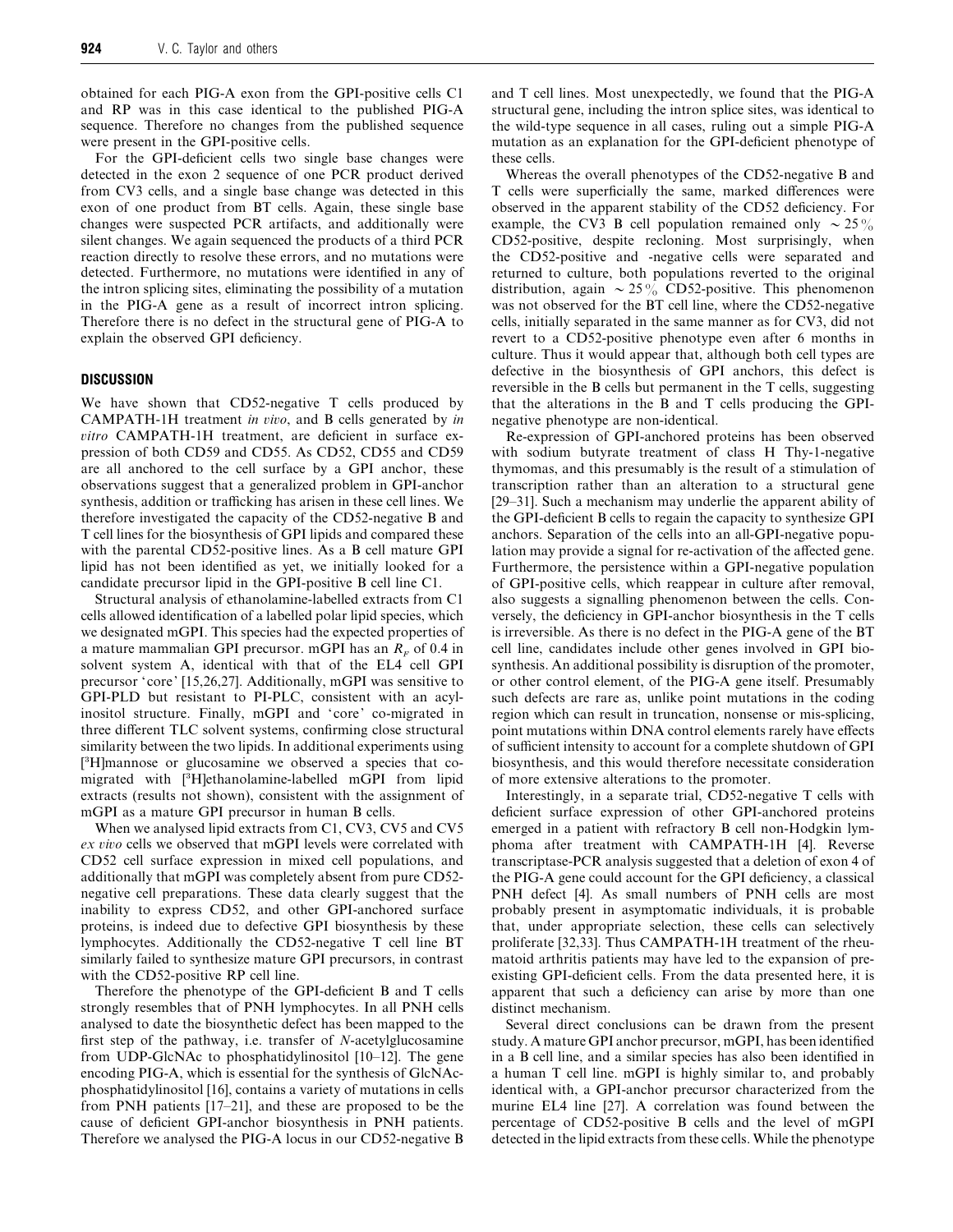obtained for each PIG-A exon from the GPI-positive cells C1 and RP was in this case identical to the published PIG-A sequence. Therefore no changes from the published sequence were present in the GPI-positive cells.

For the GPI-deficient cells two single base changes were detected in the exon 2 sequence of one PCR product derived from CV3 cells, and a single base change was detected in this exon of one product from BT cells. Again, these single base changes were suspected PCR artifacts, and additionally were silent changes. We again sequenced the products of a third PCR reaction directly to resolve these errors, and no mutations were detected. Furthermore, no mutations were identified in any of the intron splicing sites, eliminating the possibility of a mutation in the PIG-A gene as a result of incorrect intron splicing. Therefore there is no defect in the structural gene of PIG-A to explain the observed GPI deficiency.

## DISCUSSION

We have shown that CD52-negative T cells produced by CAMPATH-1H treatment *in vivo*, and B cells generated by *in vitro* CAMPATH-1H treatment, are deficient in surface expression of both CD59 and CD55. As CD52, CD55 and CD59 are all anchored to the cell surface by a GPI anchor, these observations suggest that a generalized problem in GPI-anchor synthesis, addition or trafficking has arisen in these cell lines. We therefore investigated the capacity of the CD52-negative B and T cell lines for the biosynthesis of GPI lipids and compared these with the parental CD52-positive lines. As a B cell mature GPI lipid has not been identified as yet, we initially looked for a candidate precursor lipid in the GPI-positive B cell line C1.

Structural analysis of ethanolamine-labelled extracts from C1 cells allowed identification of a labelled polar lipid species, which we designated mGPI. This species had the expected properties of a mature mammalian GPI precursor. mGPI has an $R_F$ of 0.4 in solvent system A, identical with that of the EL4 cell GPI precursor 'core' [15,26,27]. Additionally, mGPI was sensitive to GPI-PLD but resistant to PI-PLC, consistent with an acyl-inositol structure. Finally, mGPI and 'core' co-migrated in three different TLC solvent systems, confirming close structural similarity between the two lipids. In additional experiments using [$^{3}$H]mannose or glucosamine we observed a species that co-migrated with [$^{3}$H]ethanolamine-labelled mGPI from lipid extracts (results not shown), consistent with the assignment of mGPI as a mature GPI precursor in human B cells.

When we analysed lipid extracts from C1, CV3, CV5 and CV5 *ex vivo* cells we observed that mGPI levels were correlated with CD52 cell surface expression in mixed cell populations, and additionally that mGPI was completely absent from pure CD52-negative cell preparations. These data clearly suggest that the inability to express CD52, and other GPI-anchored surface proteins, is indeed due to defective GPI biosynthesis by these lymphocytes. Additionally the CD52-negative T cell line BT similarly failed to synthesize mature GPI precursors, in contrast with the CD52-positive RP cell line.

Therefore the phenotype of the GPI-deficient B and T cells strongly resembles that of PNH lymphocytes. In all PNH cells analysed to date the biosynthetic defect has been mapped to the first step of the pathway, i.e. transfer of *N*-acetylglucosamine from UDP-GlcNAc to phosphatidylinositol [10–12]. The gene encoding PIG-A, which is essential for the synthesis of GlcNAc-phosphatidylinositol [16], contains a variety of mutations in cells from PNH patients [17–21], and these are proposed to be the cause of deficient GPI-anchor biosynthesis in PNH patients. Therefore we analysed the PIG-A locus in our CD52-negative B and T cell lines. Most unexpectedly, we found that the PIG-A structural gene, including the intron splice sites, was identical to the wild-type sequence in all cases, ruling out a simple PIG-A mutation as an explanation for the GPI-deficient phenotype of these cells.

Whereas the overall phenotypes of the CD52-negative B and T cells were superficially the same, marked differences were observed in the apparent stability of the CD52 deficiency. For example, the CV3 B cell population remained only ~25% CD52-positive, despite recloning. Most surprisingly, when the CD52-positive and -negative cells were separated and returned to culture, both populations reverted to the original distribution, again ~25% CD52-positive. This phenomenon was not observed for the BT cell line, where the CD52-negative cells, initially separated in the same manner as for CV3, did not revert to a CD52-positive phenotype even after 6 months in culture. Thus it would appear that, although both cell types are defective in the biosynthesis of GPI anchors, this defect is reversible in the B cells but permanent in the T cells, suggesting that the alterations in the B and T cells producing the GPI-negative phenotype are non-identical.

Re-expression of GPI-anchored proteins has been observed with sodium butyrate treatment of class H Thy-1-negative thymomas, and this presumably is the result of a stimulation of transcription rather than an alteration to a structural gene [29–31]. Such a mechanism may underlie the apparent ability of the GPI-deficient B cells to regain the capacity to synthesize GPI anchors. Separation of the cells into an all-GPI-negative population may provide a signal for re-activation of the affected gene. Furthermore, the persistence within a GPI-negative population of GPI-positive cells, which reappear in culture after removal, also suggests a signalling phenomenon between the cells. Conversely, the deficiency in GPI-anchor biosynthesis in the T cells is irreversible. As there is no defect in the PIG-A gene of the BT cell line, candidates include other genes involved in GPI biosynthesis. An additional possibility is disruption of the promoter, or other control element, of the PIG-A gene itself. Presumably such defects are rare as, unlike point mutations in the coding region which can result in truncation, nonsense or mis-splicing, point mutations within DNA control elements rarely have effects of sufficient intensity to account for a complete shutdown of GPI biosynthesis, and this would therefore necessitate consideration of more extensive alterations to the promoter.

Interestingly, in a separate trial, CD52-negative T cells with deficient surface expression of other GPI-anchored proteins emerged in a patient with refractory B cell non-Hodgkin lymphoma after treatment with CAMPATH-1H [4]. Reverse transcriptase-PCR analysis suggested that a deletion of exon 4 of the PIG-A gene could account for the GPI deficiency, a classical PNH defect [4]. As small numbers of PNH cells are most probably present in asymptomatic individuals, it is probable that, under appropriate selection, these cells can selectively proliferate [32,33]. Thus CAMPATH-1H treatment of the rheumatoid arthritis patients may have led to the expansion of pre-existing GPI-deficient cells. From the data presented here, it is apparent that such a deficiency can arise by more than one distinct mechanism.

Several direct conclusions can be drawn from the present study. A mature GPI anchor precursor, mGPI, has been identified in a B cell line, and a similar species has also been identified in a human T cell line. mGPI is highly similar to, and probably identical with, a GPI-anchor precursor characterized from the murine EL4 line [27]. A correlation was found between the percentage of CD52-positive B cells and the level of mGPI detected in the lipid extracts from these cells. While the phenotype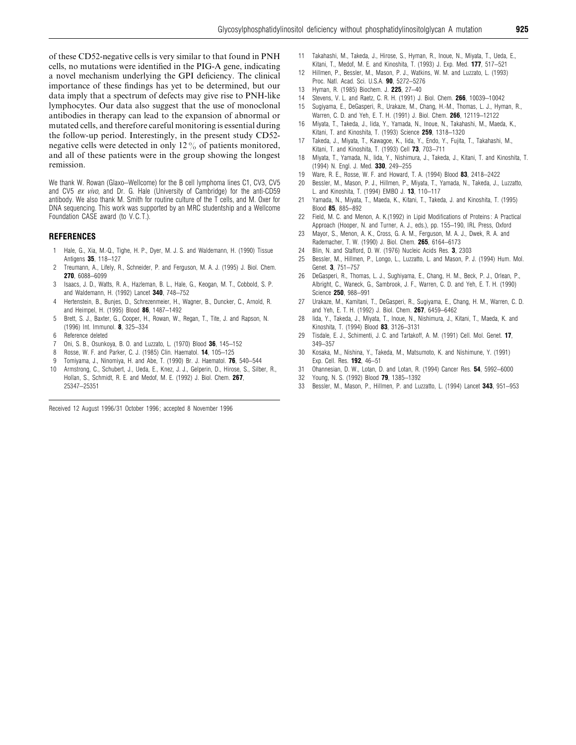of these CD52-negative cells is very similar to that found in PNH cells, no mutations were identified in the PIG-A gene, indicating a novel mechanism underlying the GPI deficiency. The clinical importance of these findings has yet to be determined, but our data imply that a spectrum of defects may give rise to PNH-like lymphocytes. Our data also suggest that the use of monoclonal antibodies in therapy can lead to the expansion of abnormal or mutated cells, and therefore careful monitoring is essential during the follow-up period. Interestingly, in the present study CD52-negative cells were detected in only 12% of patients monitored, and all of these patients were in the group showing the longest remission.

We thank W. Rowan (Glaxo–Wellcome) for the B cell lymphoma lines C1, CV3, CV5 and CV5 *ex vivo*, and Dr. G. Hale (University of Cambridge) for the anti-CD59 antibody. We also thank M. Smith for routine culture of the T cells, and M. Oxer for DNA sequencing. This work was supported by an MRC studentship and a Wellcome Foundation CASE award (to V.C.T.).

## REFERENCES

1. Hale, G., Xia, M.-Q., Tighe, H. P., Dyer, M. J. S. and Waldemann, H. (1990) Tissue Antigens **35**, 118–127
2. Treumann, A., Lifely, R., Schneider, P. and Ferguson, M. A. J. (1995) J. Biol. Chem. **270**, 6088–6099
3. Isaacs, J. D., Watts, R. A., Hazleman, B. L., Hale, G., Keogan, M. T., Cobbold, S. P. and Waldemann, H. (1992) Lancet **340**, 748–752
4. Hertenstein, B., Bunjes, D., Schrezenmeier, H., Wagner, B., Duncker, C., Arnold, R. and Heimpel, H. (1995) Blood **86**, 1487–1492
5. Brett, S. J., Baxter, G., Cooper, H., Rowan, W., Regan, T., Tite, J. and Rapson, N. (1996) Int. Immunol. **8**, 325–334
6. Reference deleted
7. Oni, S. B., Osunkoya, B. O. and Luzzato, L. (1970) Blood **36**, 145–152
8. Rosse, W. F. and Parker, C. J. (1985) Clin. Haematol. **14**, 105–125
9. Tomiyama, J., Ninomiya, H. and Abe, T. (1990) Br. J. Haematol. **76**, 540–544
10. Armstrong, C., Schubert, J., Ueda, E., Knez, J. J., Gelperin, D., Hirose, S., Silber, R., Hollan, S., Schmidt, R. E. and Medof, M. E. (1992) J. Biol. Chem. **267**, 25347–25351
11. Takahashi, M., Takeda, J., Hirose, S., Hyman, R., Inoue, N., Miyata, T., Ueda, E., Kitani, T., Medof, M. E. and Kinoshita, T. (1993) J. Exp. Med. **177**, 517–521
12. Hillmen, P., Bessler, M., Mason, P. J., Watkins, W. M. and Luzzato, L. (1993) Proc. Natl. Acad. Sci. U.S.A. **90**, 5272–5276
13. Hyman, R. (1985) Biochem. J. **225**, 27–40
14. Stevens, V. L. and Raetz, C. R. H. (1991) J. Biol. Chem. **266**, 10039–10042
15. Sugiyama, E., DeGasperi, R., Urakaze, M., Chang, H.-M., Thomas, L. J., Hyman, R., Warren, C. D. and Yeh, E. T. H. (1991) J. Biol. Chem. **266**, 12119–12122
16. Miyata, T., Takeda, J., Iida, Y., Yamada, N., Inoue, N., Takahashi, M., Maeda, K., Kitani, T. and Kinoshita, T. (1993) Science **259**, 1318–1320
17. Takeda, J., Miyata, T., Kawagoe, K., Iida, Y., Endo, Y., Fujita, T., Takahashi, M., Kitani, T. and Kinoshita, T. (1993) Cell **73**, 703–711
18. Miyata, T., Yamada, N., Iida, Y., Nishimura, J., Takeda, J., Kitani, T. and Kinoshita, T. (1994) N. Engl. J. Med. **330**, 249–255
19. Ware, R. E., Rosse, W. F. and Howard, T. A. (1994) Blood **83**, 2418–2422
20. Bessler, M., Mason, P. J., Hillmen, P., Miyata, T., Yamada, N., Takeda, J., Luzzatto, L. and Kinoshita, T. (1994) EMBO J. **13**, 110–117
21. Yamada, N., Miyata, T., Maeda, K., Kitani, T., Takeda, J. and Kinoshita, T. (1995) Blood **85**, 885–892
22. Field, M. C. and Menon, A. K.(1992) in Lipid Modifications of Proteins: A Practical Approach (Hooper, N. and Turner, A. J., eds.), pp. 155–190, IRL Press, Oxford
23. Mayor, S., Menon, A. K., Cross, G. A. M., Ferguson, M. A. J., Dwek, R. A. and Rademacher, T. W. (1990) J. Biol. Chem. **265**, 6164–6173
24. Blin, N. and Stafford, D. W. (1976) Nucleic Acids Res. **3**, 2303
25. Bessler, M., Hillmen, P., Longo, L., Luzzatto, L. and Mason, P. J. (1994) Hum. Mol. Genet. **3**, 751–757
26. DeGasperi, R., Thomas, L. J., Sughiyama, E., Chang, H. M., Beck, P. J., Orlean, P., Albright, C., Waneck, G., Sambrook, J. F., Warren, C. D. and Yeh, E. T. H. (1990) Science **250**, 988–991
27. Urakaze, M., Kamitani, T., DeGasperi, R., Sugiyama, E., Chang, H. M., Warren, C. D. and Yeh, E. T. H. (1992) J. Biol. Chem. **267**, 6459–6462
28. Iida, Y., Takeda, J., Miyata, T., Inoue, N., Nishimura, J., Kitani, T., Maeda, K. and Kinoshita, T. (1994) Blood **83**, 3126–3131
29. Tisdale, E. J., Schimenti, J. C. and Tartakoff, A. M. (1991) Cell. Mol. Genet. **17**, 349–357
30. Kosaka, M., Nishina, Y., Takeda, M., Matsumoto, K. and Nishimune, Y. (1991) Exp. Cell. Res. **192**, 46–51
31. Ohannesian, D. W., Lotan, D. and Lotan, R. (1994) Cancer Res. **54**, 5992–6000
32. Young, N. S. (1992) Blood **79**, 1385–1392
33. Bessler, M., Mason, P., Hillmen, P. and Luzzatto, L. (1994) Lancet **343**, 951–953

Received 12 August 1996/31 October 1996; accepted 8 November 1996